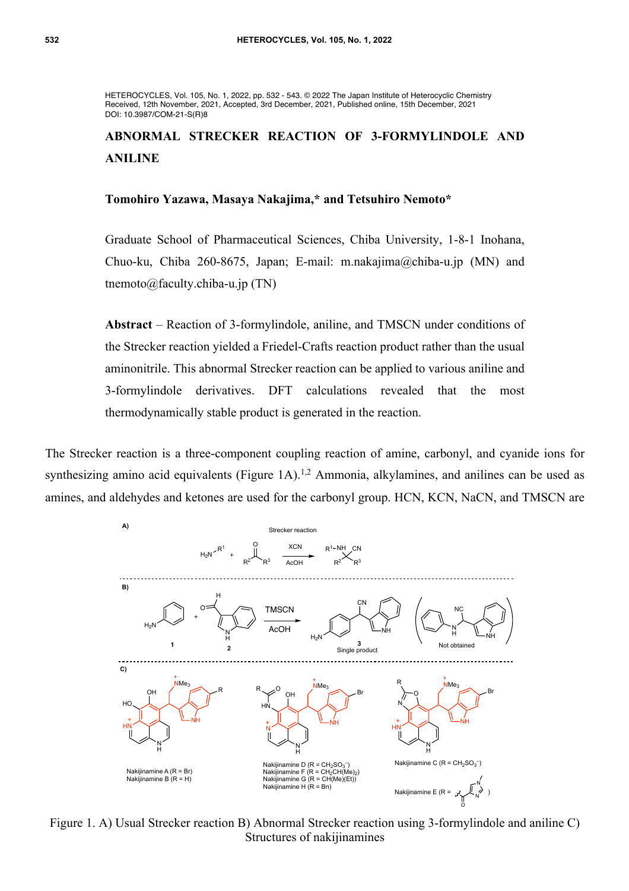HETEROCYCLES, Vol. 105, No. 1, 2022, pp. 532 - 543. © 2022 The Japan Institute of Heterocyclic Chemistry
Received, 12th November, 2021, Accepted, 3rd December, 2021, Published online, 15th December, 2021
DOI: 10.3987/COM-21-S(R)8

# ABNORMAL STRECKER REACTION OF 3-FORMYLINDOLE AND ANILINE

**Tomohiro Yazawa, Masaya Nakajima,\* and Tetsuhiro Nemoto\***

Graduate School of Pharmaceutical Sciences, Chiba University, 1-8-1 Inohana, Chuo-ku, Chiba 260-8675, Japan; E-mail: m.nakajima@chiba-u.jp (MN) and tnemoto@faculty.chiba-u.jp (TN)

**Abstract** – Reaction of 3-formylindole, aniline, and TMSCN under conditions of the Strecker reaction yielded a Friedel-Crafts reaction product rather than the usual aminonitrile. This abnormal Strecker reaction can be applied to various aniline and 3-formylindole derivatives. DFT calculations revealed that the most thermodynamically stable product is generated in the reaction.

The Strecker reaction is a three-component coupling reaction of amine, carbonyl, and cyanide ions for synthesizing amino acid equivalents (Figure 1A).[1,2] Ammonia, alkylamines, and anilines can be used as amines, and aldehydes and ketones are used for the carbonyl group. HCN, KCN, NaCN, and TMSCN are

Figure 1. A) Usual Strecker reaction B) Abnormal Strecker reaction using 3-formylindole and aniline C) Structures of nakijinamines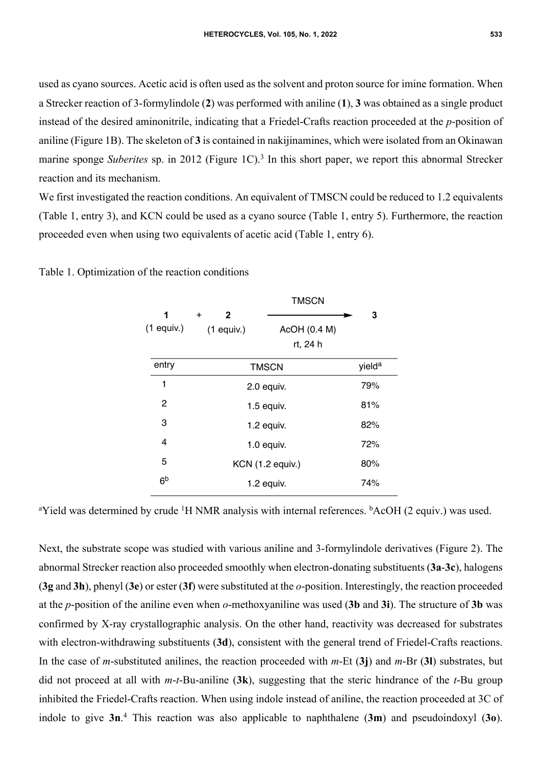used as cyano sources. Acetic acid is often used as the solvent and proton source for imine formation. When a Strecker reaction of 3-formylindole (**2**) was performed with aniline (**1**), **3** was obtained as a single product instead of the desired aminonitrile, indicating that a Friedel-Crafts reaction proceeded at the *p*-position of aniline (Figure 1B). The skeleton of **3** is contained in nakijinamines, which were isolated from an Okinawan marine sponge *Suberites* sp. in 2012 (Figure 1C).[3] In this short paper, we report this abnormal Strecker reaction and its mechanism.

We first investigated the reaction conditions. An equivalent of TMSCN could be reduced to 1.2 equivalents (Table 1, entry 3), and KCN could be used as a cyano source (Table 1, entry 5). Furthermore, the reaction proceeded even when using two equivalents of acetic acid (Table 1, entry 6).

Table 1. Optimization of the reaction conditions

$$\underset{(1\text{ equiv.})}{\mathbf{1}} + \underset{(1\text{ equiv.})}{\mathbf{2}} \xrightarrow[\text{AcOH (0.4 M), rt, 24 h}]{\text{TMSCN}} \mathbf{3}$$

| entry | TMSCN | yield[a] |
|---|---|---|
| 1 | 2.0 equiv. | 79% |
| 2 | 1.5 equiv. | 81% |
| 3 | 1.2 equiv. | 82% |
| 4 | 1.0 equiv. | 72% |
| 5 | KCN (1.2 equiv.) | 80% |
| 6[b] | 1.2 equiv. | 74% |

[a]Yield was determined by crude $^1$H NMR analysis with internal references. [b]AcOH (2 equiv.) was used.

Next, the substrate scope was studied with various aniline and 3-formylindole derivatives (Figure 2). The abnormal Strecker reaction also proceeded smoothly when electron-donating substituents (**3a**-**3c**), halogens (**3g** and **3h**), phenyl (**3e**) or ester (**3f**) were substituted at the *o*-position. Interestingly, the reaction proceeded at the *p*-position of the aniline even when *o*-methoxyaniline was used (**3b** and **3i**). The structure of **3b** was confirmed by X-ray crystallographic analysis. On the other hand, reactivity was decreased for substrates with electron-withdrawing substituents (**3d**), consistent with the general trend of Friedel-Crafts reactions. In the case of *m*-substituted anilines, the reaction proceeded with *m*-Et (**3j**) and *m*-Br (**3l**) substrates, but did not proceed at all with *m*-*t*-Bu-aniline (**3k**), suggesting that the steric hindrance of the *t*-Bu group inhibited the Friedel-Crafts reaction. When using indole instead of aniline, the reaction proceeded at 3C of indole to give **3n**.[4] This reaction was also applicable to naphthalene (**3m**) and pseudoindoxyl (**3o**).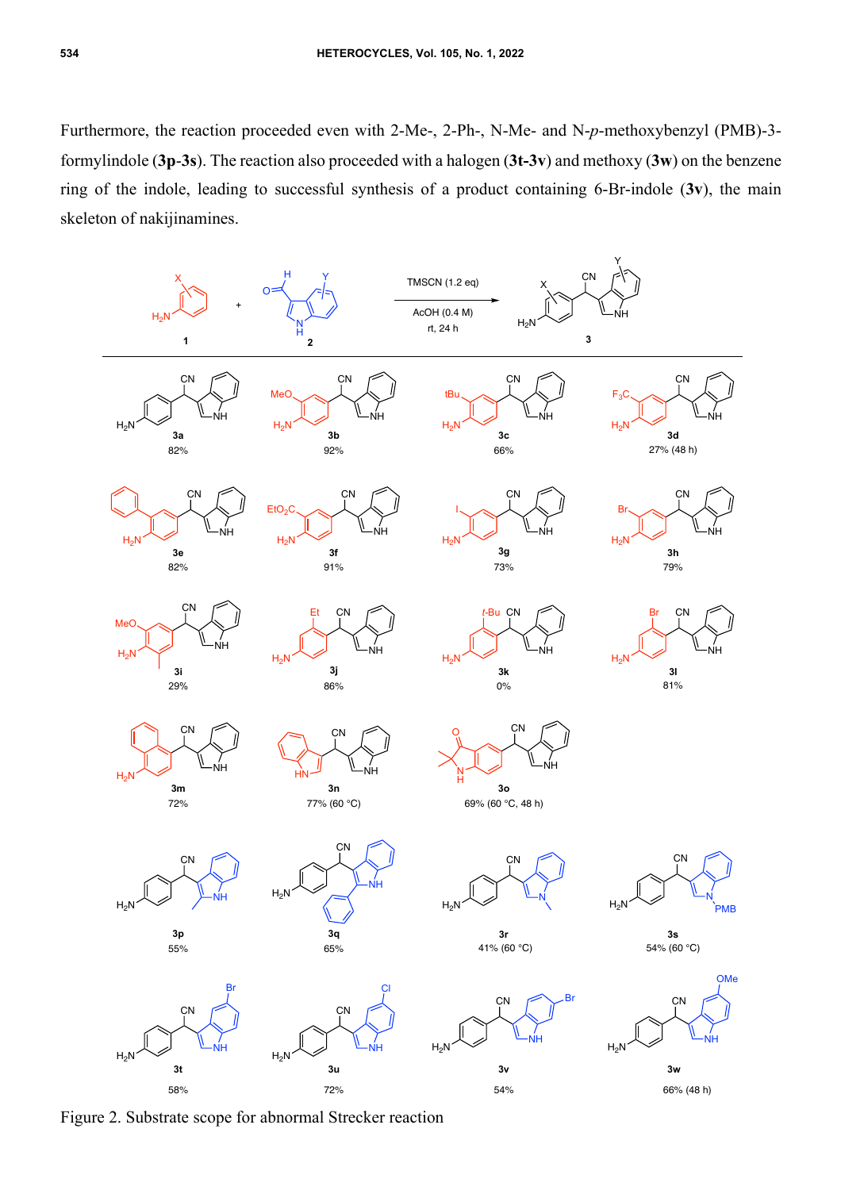Furthermore, the reaction proceeded even with 2-Me-, 2-Ph-, N-Me- and N-*p*-methoxybenzyl (PMB)-3-formylindole (**3p**-**3s**). The reaction also proceeded with a halogen (**3t**-**3v**) and methoxy (**3w**) on the benzene ring of the indole, leading to successful synthesis of a product containing 6-Br-indole (**3v**), the main skeleton of nakijinamines.

Figure 2. Substrate scope for abnormal Strecker reaction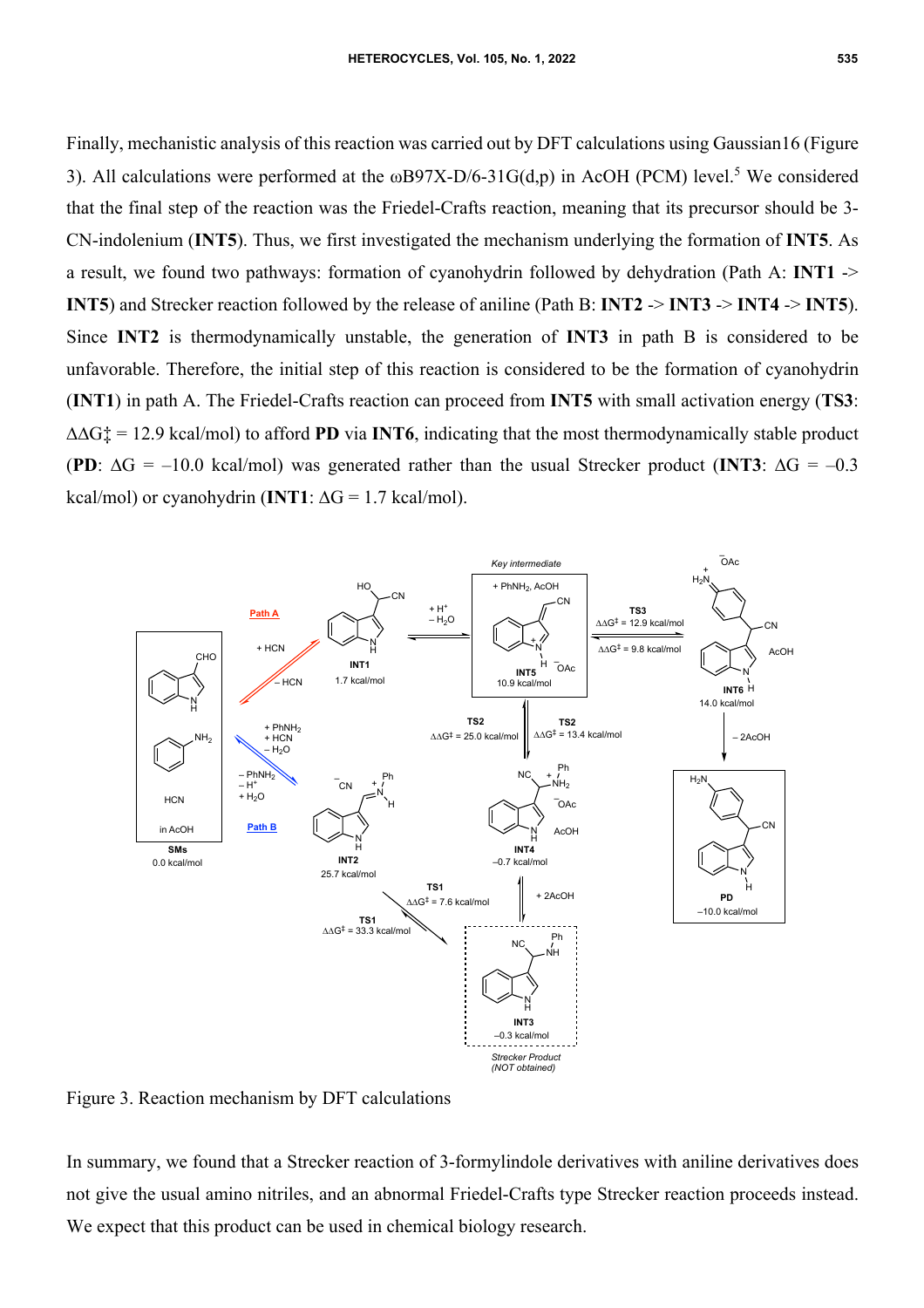Finally, mechanistic analysis of this reaction was carried out by DFT calculations using Gaussian16 (Figure 3). All calculations were performed at the ωB97X-D/6-31G(d,p) in AcOH (PCM) level.[5] We considered that the final step of the reaction was the Friedel-Crafts reaction, meaning that its precursor should be 3-CN-indolenium (**INT5**). Thus, we first investigated the mechanism underlying the formation of **INT5**. As a result, we found two pathways: formation of cyanohydrin followed by dehydration (Path A: **INT1** -> **INT5**) and Strecker reaction followed by the release of aniline (Path B: **INT2** -> **INT3** -> **INT4** -> **INT5**). Since **INT2** is thermodynamically unstable, the generation of **INT3** in path B is considered to be unfavorable. Therefore, the initial step of this reaction is considered to be the formation of cyanohydrin (**INT1**) in path A. The Friedel-Crafts reaction can proceed from **INT5** with small activation energy (**TS3**: $\Delta\Delta G^{\ddagger}$ = 12.9 kcal/mol) to afford **PD** via **INT6**, indicating that the most thermodynamically stable product (**PD**: $\Delta G$ = –10.0 kcal/mol) was generated rather than the usual Strecker product (**INT3**: $\Delta G$ = –0.3 kcal/mol) or cyanohydrin (**INT1**: $\Delta G$ = 1.7 kcal/mol).

Figure 3. Reaction mechanism by DFT calculations

In summary, we found that a Strecker reaction of 3-formylindole derivatives with aniline derivatives does not give the usual amino nitriles, and an abnormal Friedel-Crafts type Strecker reaction proceeds instead. We expect that this product can be used in chemical biology research.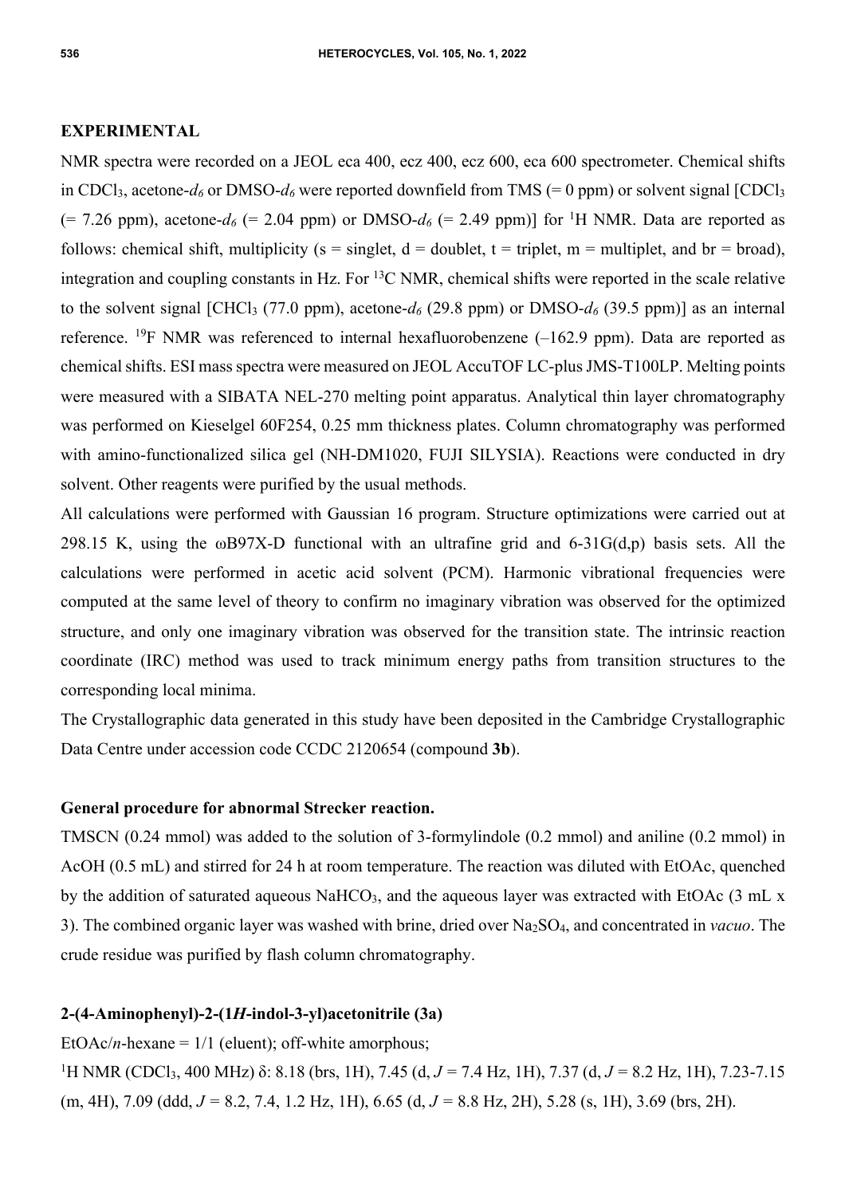## EXPERIMENTAL

NMR spectra were recorded on a JEOL eca 400, ecz 400, ecz 600, eca 600 spectrometer. Chemical shifts in $CDCl_3$, acetone-$d_6$ or DMSO-$d_6$ were reported downfield from TMS (= 0 ppm) or solvent signal [$CDCl_3$ (= 7.26 ppm), acetone-$d_6$ (= 2.04 ppm) or DMSO-$d_6$ (= 2.49 ppm)] for $^1$H NMR. Data are reported as follows: chemical shift, multiplicity (s = singlet, d = doublet, t = triplet, m = multiplet, and br = broad), integration and coupling constants in Hz. For $^{13}$C NMR, chemical shifts were reported in the scale relative to the solvent signal [$CHCl_3$ (77.0 ppm), acetone-$d_6$ (29.8 ppm) or DMSO-$d_6$ (39.5 ppm)] as an internal reference. $^{19}$F NMR was referenced to internal hexafluorobenzene (–162.9 ppm). Data are reported as chemical shifts. ESI mass spectra were measured on JEOL AccuTOF LC-plus JMS-T100LP. Melting points were measured with a SIBATA NEL-270 melting point apparatus. Analytical thin layer chromatography was performed on Kieselgel 60F254, 0.25 mm thickness plates. Column chromatography was performed with amino-functionalized silica gel (NH-DM1020, FUJI SILYSIA). Reactions were conducted in dry solvent. Other reagents were purified by the usual methods.

All calculations were performed with Gaussian 16 program. Structure optimizations were carried out at 298.15 K, using the ωB97X-D functional with an ultrafine grid and 6-31G(d,p) basis sets. All the calculations were performed in acetic acid solvent (PCM). Harmonic vibrational frequencies were computed at the same level of theory to confirm no imaginary vibration was observed for the optimized structure, and only one imaginary vibration was observed for the transition state. The intrinsic reaction coordinate (IRC) method was used to track minimum energy paths from transition structures to the corresponding local minima.

The Crystallographic data generated in this study have been deposited in the Cambridge Crystallographic Data Centre under accession code CCDC 2120654 (compound **3b**).

### General procedure for abnormal Strecker reaction.

TMSCN (0.24 mmol) was added to the solution of 3-formylindole (0.2 mmol) and aniline (0.2 mmol) in AcOH (0.5 mL) and stirred for 24 h at room temperature. The reaction was diluted with EtOAc, quenched by the addition of saturated aqueous $NaHCO_3$, and the aqueous layer was extracted with EtOAc (3 mL x 3). The combined organic layer was washed with brine, dried over $Na_2SO_4$, and concentrated in *vacuo*. The crude residue was purified by flash column chromatography.

### 2-(4-Aminophenyl)-2-(1*H*-indol-3-yl)acetonitrile (3a)

EtOAc/*n*-hexane = 1/1 (eluent); off-white amorphous;

$^1$H NMR ($CDCl_3$, 400 MHz) δ: 8.18 (brs, 1H), 7.45 (d, *J* = 7.4 Hz, 1H), 7.37 (d, *J* = 8.2 Hz, 1H), 7.23-7.15 (m, 4H), 7.09 (ddd, *J* = 8.2, 7.4, 1.2 Hz, 1H), 6.65 (d, *J* = 8.8 Hz, 2H), 5.28 (s, 1H), 3.69 (brs, 2H).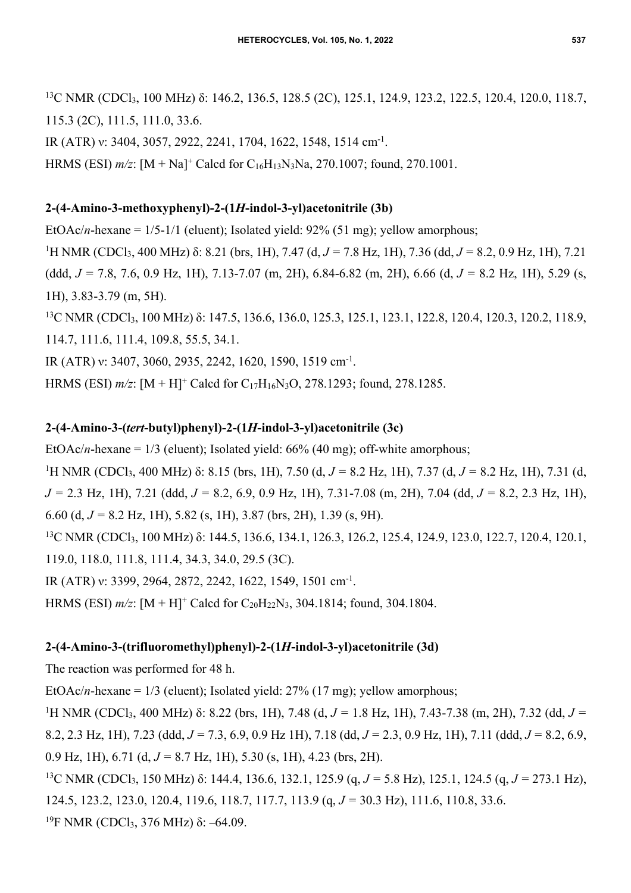$^{13}$C NMR ($CDCl_3$, 100 MHz) δ: 146.2, 136.5, 128.5 (2C), 125.1, 124.9, 123.2, 122.5, 120.4, 120.0, 118.7, 115.3 (2C), 111.5, 111.0, 33.6.

IR (ATR) ν: 3404, 3057, 2922, 2241, 1704, 1622, 1548, 1514 cm$^{-1}$.

HRMS (ESI) *m/z*: $[M + Na]^+$ Calcd for $C_{16}H_{13}N_3Na$, 270.1007; found, 270.1001.

### 2-(4-Amino-3-methoxyphenyl)-2-(1*H*-indol-3-yl)acetonitrile (3b)

EtOAc/*n*-hexane = 1/5-1/1 (eluent); Isolated yield: 92% (51 mg); yellow amorphous;

$^{1}$H NMR ($CDCl_3$, 400 MHz) δ: 8.21 (brs, 1H), 7.47 (d, *J* = 7.8 Hz, 1H), 7.36 (dd, *J* = 8.2, 0.9 Hz, 1H), 7.21 (ddd, *J* = 7.8, 7.6, 0.9 Hz, 1H), 7.13-7.07 (m, 2H), 6.84-6.82 (m, 2H), 6.66 (d, *J* = 8.2 Hz, 1H), 5.29 (s, 1H), 3.83-3.79 (m, 5H).

$^{13}$C NMR ($CDCl_3$, 100 MHz) δ: 147.5, 136.6, 136.0, 125.3, 125.1, 123.1, 122.8, 120.4, 120.3, 120.2, 118.9, 114.7, 111.6, 111.4, 109.8, 55.5, 34.1.

IR (ATR) ν: 3407, 3060, 2935, 2242, 1620, 1590, 1519 cm$^{-1}$.

HRMS (ESI) *m/z*: $[M + H]^+$ Calcd for $C_{17}H_{16}N_3O$, 278.1293; found, 278.1285.

### 2-(4-Amino-3-(*tert*-butyl)phenyl)-2-(1*H*-indol-3-yl)acetonitrile (3c)

EtOAc/*n*-hexane = 1/3 (eluent); Isolated yield: 66% (40 mg); off-white amorphous;

$^{1}$H NMR ($CDCl_3$, 400 MHz) δ: 8.15 (brs, 1H), 7.50 (d, *J* = 8.2 Hz, 1H), 7.37 (d, *J* = 8.2 Hz, 1H), 7.31 (d, *J* = 2.3 Hz, 1H), 7.21 (ddd, *J* = 8.2, 6.9, 0.9 Hz, 1H), 7.31-7.08 (m, 2H), 7.04 (dd, *J* = 8.2, 2.3 Hz, 1H), 6.60 (d, *J* = 8.2 Hz, 1H), 5.82 (s, 1H), 3.87 (brs, 2H), 1.39 (s, 9H).

$^{13}$C NMR ($CDCl_3$, 100 MHz) δ: 144.5, 136.6, 134.1, 126.3, 126.2, 125.4, 124.9, 123.0, 122.7, 120.4, 120.1, 119.0, 118.0, 111.8, 111.4, 34.3, 34.0, 29.5 (3C).

IR (ATR) ν: 3399, 2964, 2872, 2242, 1622, 1549, 1501 cm$^{-1}$.

HRMS (ESI) *m/z*: $[M + H]^+$ Calcd for $C_{20}H_{22}N_3$, 304.1814; found, 304.1804.

### 2-(4-Amino-3-(trifluoromethyl)phenyl)-2-(1*H*-indol-3-yl)acetonitrile (3d)

The reaction was performed for 48 h.

EtOAc/*n*-hexane = 1/3 (eluent); Isolated yield: 27% (17 mg); yellow amorphous;

$^{1}$H NMR ($CDCl_3$, 400 MHz) δ: 8.22 (brs, 1H), 7.48 (d, *J* = 1.8 Hz, 1H), 7.43-7.38 (m, 2H), 7.32 (dd, *J* = 8.2, 2.3 Hz, 1H), 7.23 (ddd, *J* = 7.3, 6.9, 0.9 Hz 1H), 7.18 (dd, *J* = 2.3, 0.9 Hz, 1H), 7.11 (ddd, *J* = 8.2, 6.9, 0.9 Hz, 1H), 6.71 (d, *J* = 8.7 Hz, 1H), 5.30 (s, 1H), 4.23 (brs, 2H).

$^{13}$C NMR ($CDCl_3$, 150 MHz) δ: 144.4, 136.6, 132.1, 125.9 (q, *J* = 5.8 Hz), 125.1, 124.5 (q, *J* = 273.1 Hz), 124.5, 123.2, 123.0, 120.4, 119.6, 118.7, 117.7, 113.9 (q, *J* = 30.3 Hz), 111.6, 110.8, 33.6.

$^{19}$F NMR ($CDCl_3$, 376 MHz) δ: –64.09.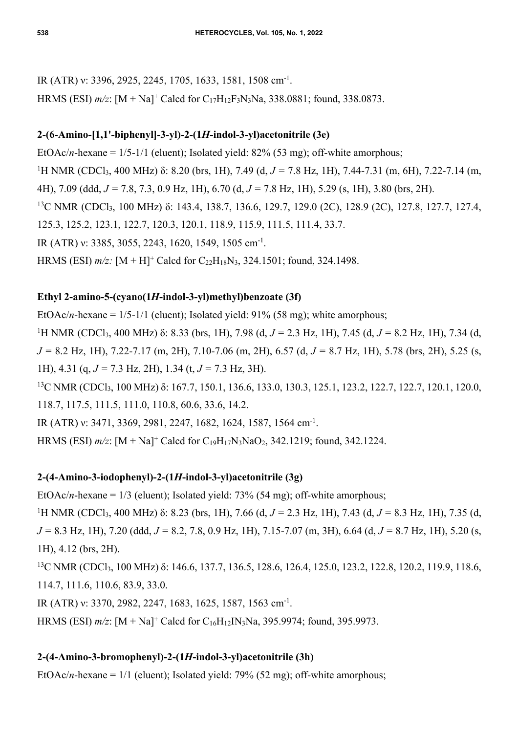IR (ATR) ν: 3396, 2925, 2245, 1705, 1633, 1581, 1508 cm$^{-1}$.

HRMS (ESI) *m/z*: [M + Na]$^+$ Calcd for $C_{17}H_{12}F_3N_3Na$, 338.0881; found, 338.0873.

### 2-(6-Amino-[1,1'-biphenyl]-3-yl)-2-(1*H*-indol-3-yl)acetonitrile (3e)

EtOAc/*n*-hexane = 1/5-1/1 (eluent); Isolated yield: 82% (53 mg); off-white amorphous;

$^1$H NMR ($CDCl_3$, 400 MHz) δ: 8.20 (brs, 1H), 7.49 (d, *J* = 7.8 Hz, 1H), 7.44-7.31 (m, 6H), 7.22-7.14 (m, 4H), 7.09 (ddd, *J* = 7.8, 7.3, 0.9 Hz, 1H), 6.70 (d, *J* = 7.8 Hz, 1H), 5.29 (s, 1H), 3.80 (brs, 2H).

$^{13}$C NMR ($CDCl_3$, 100 MHz) δ: 143.4, 138.7, 136.6, 129.7, 129.0 (2C), 128.9 (2C), 127.8, 127.7, 127.4, 125.3, 125.2, 123.1, 122.7, 120.3, 120.1, 118.9, 115.9, 111.5, 111.4, 33.7.

IR (ATR) ν: 3385, 3055, 2243, 1620, 1549, 1505 cm$^{-1}$.

HRMS (ESI) *m/z:* [M + H]$^+$ Calcd for $C_{22}H_{18}N_3$, 324.1501; found, 324.1498.

### Ethyl 2-amino-5-(cyano(1*H*-indol-3-yl)methyl)benzoate (3f)

EtOAc/*n*-hexane = 1/5-1/1 (eluent); Isolated yield: 91% (58 mg); white amorphous;

$^1$H NMR ($CDCl_3$, 400 MHz) δ: 8.33 (brs, 1H), 7.98 (d, *J* = 2.3 Hz, 1H), 7.45 (d, *J* = 8.2 Hz, 1H), 7.34 (d, *J* = 8.2 Hz, 1H), 7.22-7.17 (m, 2H), 7.10-7.06 (m, 2H), 6.57 (d, *J* = 8.7 Hz, 1H), 5.78 (brs, 2H), 5.25 (s, 1H), 4.31 (q, *J* = 7.3 Hz, 2H), 1.34 (t, *J* = 7.3 Hz, 3H).

$^{13}$C NMR ($CDCl_3$, 100 MHz) δ: 167.7, 150.1, 136.6, 133.0, 130.3, 125.1, 123.2, 122.7, 122.7, 120.1, 120.0, 118.7, 117.5, 111.5, 111.0, 110.8, 60.6, 33.6, 14.2.

IR (ATR) ν: 3471, 3369, 2981, 2247, 1682, 1624, 1587, 1564 cm$^{-1}$.

HRMS (ESI) *m/z*: [M + Na]$^+$ Calcd for $C_{19}H_{17}N_3NaO_2$, 342.1219; found, 342.1224.

### 2-(4-Amino-3-iodophenyl)-2-(1*H*-indol-3-yl)acetonitrile (3g)

EtOAc/*n*-hexane = 1/3 (eluent); Isolated yield: 73% (54 mg); off-white amorphous;

$^1$H NMR ($CDCl_3$, 400 MHz) δ: 8.23 (brs, 1H), 7.66 (d, *J* = 2.3 Hz, 1H), 7.43 (d, *J* = 8.3 Hz, 1H), 7.35 (d, *J* = 8.3 Hz, 1H), 7.20 (ddd, *J* = 8.2, 7.8, 0.9 Hz, 1H), 7.15-7.07 (m, 3H), 6.64 (d, *J* = 8.7 Hz, 1H), 5.20 (s, 1H), 4.12 (brs, 2H).

$^{13}$C NMR ($CDCl_3$, 100 MHz) δ: 146.6, 137.7, 136.5, 128.6, 126.4, 125.0, 123.2, 122.8, 120.2, 119.9, 118.6, 114.7, 111.6, 110.6, 83.9, 33.0.

IR (ATR) ν: 3370, 2982, 2247, 1683, 1625, 1587, 1563 cm$^{-1}$.

HRMS (ESI) *m/z*: [M + Na]$^+$ Calcd for $C_{16}H_{12}IN_3Na$, 395.9974; found, 395.9973.

### 2-(4-Amino-3-bromophenyl)-2-(1*H*-indol-3-yl)acetonitrile (3h)

EtOAc/*n*-hexane = 1/1 (eluent); Isolated yield: 79% (52 mg); off-white amorphous;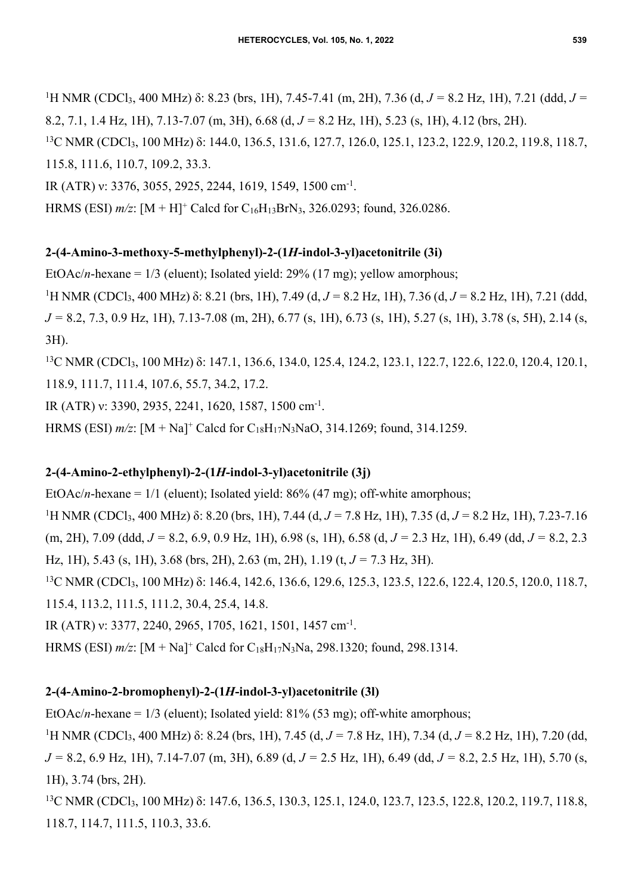$^1$H NMR ($CDCl_3$, 400 MHz) δ: 8.23 (brs, 1H), 7.45-7.41 (m, 2H), 7.36 (d, $J$ = 8.2 Hz, 1H), 7.21 (ddd, $J$ = 8.2, 7.1, 1.4 Hz, 1H), 7.13-7.07 (m, 3H), 6.68 (d, $J$ = 8.2 Hz, 1H), 5.23 (s, 1H), 4.12 (brs, 2H).

$^{13}$C NMR ($CDCl_3$, 100 MHz) δ: 144.0, 136.5, 131.6, 127.7, 126.0, 125.1, 123.2, 122.9, 120.2, 119.8, 118.7, 115.8, 111.6, 110.7, 109.2, 33.3.

IR (ATR) ν: 3376, 3055, 2925, 2244, 1619, 1549, 1500 cm$^{-1}$.

HRMS (ESI) *m/z*: $[M + H]^+$ Calcd for $C_{16}H_{13}BrN_3$, 326.0293; found, 326.0286.

**2-(4-Amino-3-methoxy-5-methylphenyl)-2-(1*H*-indol-3-yl)acetonitrile (3i)**

EtOAc/*n*-hexane = 1/3 (eluent); Isolated yield: 29% (17 mg); yellow amorphous;

$^1$H NMR ($CDCl_3$, 400 MHz) δ: 8.21 (brs, 1H), 7.49 (d, $J$ = 8.2 Hz, 1H), 7.36 (d, $J$ = 8.2 Hz, 1H), 7.21 (ddd, $J$ = 8.2, 7.3, 0.9 Hz, 1H), 7.13-7.08 (m, 2H), 6.77 (s, 1H), 6.73 (s, 1H), 5.27 (s, 1H), 3.78 (s, 5H), 2.14 (s, 3H).

$^{13}$C NMR ($CDCl_3$, 100 MHz) δ: 147.1, 136.6, 134.0, 125.4, 124.2, 123.1, 122.7, 122.6, 122.0, 120.4, 120.1, 118.9, 111.7, 111.4, 107.6, 55.7, 34.2, 17.2.

IR (ATR) ν: 3390, 2935, 2241, 1620, 1587, 1500 cm$^{-1}$.

HRMS (ESI) *m/z*: $[M + Na]^+$ Calcd for $C_{18}H_{17}N_3NaO$, 314.1269; found, 314.1259.

**2-(4-Amino-2-ethylphenyl)-2-(1*H*-indol-3-yl)acetonitrile (3j)**

EtOAc/*n*-hexane = 1/1 (eluent); Isolated yield: 86% (47 mg); off-white amorphous;

$^1$H NMR ($CDCl_3$, 400 MHz) δ: 8.20 (brs, 1H), 7.44 (d, $J$ = 7.8 Hz, 1H), 7.35 (d, $J$ = 8.2 Hz, 1H), 7.23-7.16 (m, 2H), 7.09 (ddd, $J$ = 8.2, 6.9, 0.9 Hz, 1H), 6.98 (s, 1H), 6.58 (d, $J$ = 2.3 Hz, 1H), 6.49 (dd, $J$ = 8.2, 2.3 Hz, 1H), 5.43 (s, 1H), 3.68 (brs, 2H), 2.63 (m, 2H), 1.19 (t, $J$ = 7.3 Hz, 3H).

$^{13}$C NMR ($CDCl_3$, 100 MHz) δ: 146.4, 142.6, 136.6, 129.6, 125.3, 123.5, 122.6, 122.4, 120.5, 120.0, 118.7, 115.4, 113.2, 111.5, 111.2, 30.4, 25.4, 14.8.

IR (ATR) ν: 3377, 2240, 2965, 1705, 1621, 1501, 1457 cm$^{-1}$.

HRMS (ESI) *m/z*: $[M + Na]^+$ Calcd for $C_{18}H_{17}N_3Na$, 298.1320; found, 298.1314.

**2-(4-Amino-2-bromophenyl)-2-(1*H*-indol-3-yl)acetonitrile (3l)**

EtOAc/*n*-hexane = 1/3 (eluent); Isolated yield: 81% (53 mg); off-white amorphous;

$^1$H NMR ($CDCl_3$, 400 MHz) δ: 8.24 (brs, 1H), 7.45 (d, $J$ = 7.8 Hz, 1H), 7.34 (d, $J$ = 8.2 Hz, 1H), 7.20 (dd, $J$ = 8.2, 6.9 Hz, 1H), 7.14-7.07 (m, 3H), 6.89 (d, $J$ = 2.5 Hz, 1H), 6.49 (dd, $J$ = 8.2, 2.5 Hz, 1H), 5.70 (s, 1H), 3.74 (brs, 2H).

$^{13}$C NMR ($CDCl_3$, 100 MHz) δ: 147.6, 136.5, 130.3, 125.1, 124.0, 123.7, 123.5, 122.8, 120.2, 119.7, 118.8, 118.7, 114.7, 111.5, 110.3, 33.6.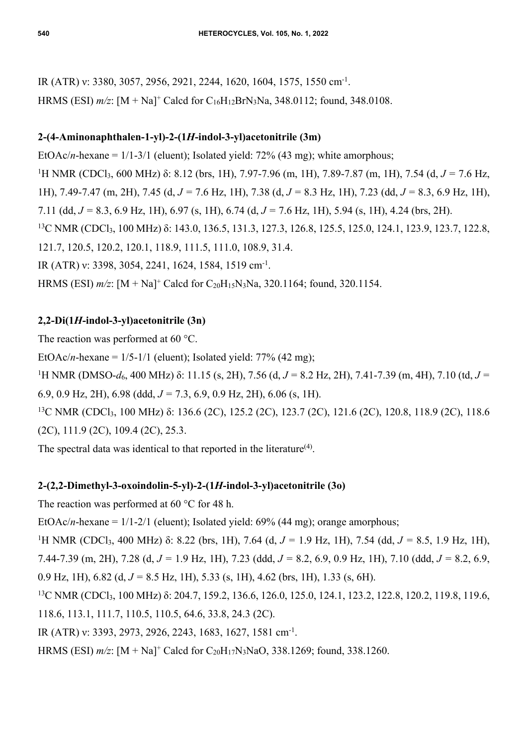IR (ATR) ν: 3380, 3057, 2956, 2921, 2244, 1620, 1604, 1575, 1550 cm$^{-1}$.

HRMS (ESI) *m/z*: [M + Na]$^+$ Calcd for $C_{16}H_{12}BrN_3Na$, 348.0112; found, 348.0108.

**2-(4-Aminonaphthalen-1-yl)-2-(1*H*-indol-3-yl)acetonitrile (3m)**

EtOAc/*n*-hexane = 1/1-3/1 (eluent); Isolated yield: 72% (43 mg); white amorphous;

$^1$H NMR (CDCl$_3$, 600 MHz) δ: 8.12 (brs, 1H), 7.97-7.96 (m, 1H), 7.89-7.87 (m, 1H), 7.54 (d, *J* = 7.6 Hz, 1H), 7.49-7.47 (m, 2H), 7.45 (d, *J* = 7.6 Hz, 1H), 7.38 (d, *J* = 8.3 Hz, 1H), 7.23 (dd, *J* = 8.3, 6.9 Hz, 1H), 7.11 (dd, *J* = 8.3, 6.9 Hz, 1H), 6.97 (s, 1H), 6.74 (d, *J* = 7.6 Hz, 1H), 5.94 (s, 1H), 4.24 (brs, 2H).

$^{13}$C NMR (CDCl$_3$, 100 MHz) δ: 143.0, 136.5, 131.3, 127.3, 126.8, 125.5, 125.0, 124.1, 123.9, 123.7, 122.8, 121.7, 120.5, 120.2, 120.1, 118.9, 111.5, 111.0, 108.9, 31.4.

IR (ATR) ν: 3398, 3054, 2241, 1624, 1584, 1519 cm$^{-1}$.

HRMS (ESI) *m/z*: [M + Na]$^+$ Calcd for $C_{20}H_{15}N_3Na$, 320.1164; found, 320.1154.

**2,2-Di(1*H*-indol-3-yl)acetonitrile (3n)**

The reaction was performed at 60 °C.

EtOAc/*n*-hexane = 1/5-1/1 (eluent); Isolated yield: 77% (42 mg);

$^1$H NMR (DMSO-*d*$_6$, 400 MHz) δ: 11.15 (s, 2H), 7.56 (d, *J* = 8.2 Hz, 2H), 7.41-7.39 (m, 4H), 7.10 (td, *J* = 6.9, 0.9 Hz, 2H), 6.98 (ddd, *J* = 7.3, 6.9, 0.9 Hz, 2H), 6.06 (s, 1H).

$^{13}$C NMR (CDCl$_3$, 100 MHz) δ: 136.6 (2C), 125.2 (2C), 123.7 (2C), 121.6 (2C), 120.8, 118.9 (2C), 118.6 (2C), 111.9 (2C), 109.4 (2C), 25.3.

The spectral data was identical to that reported in the literature(4).

**2-(2,2-Dimethyl-3-oxoindolin-5-yl)-2-(1*H*-indol-3-yl)acetonitrile (3o)**

The reaction was performed at 60 °C for 48 h.

EtOAc/*n*-hexane = 1/1-2/1 (eluent); Isolated yield: 69% (44 mg); orange amorphous;

$^1$H NMR (CDCl$_3$, 400 MHz) δ: 8.22 (brs, 1H), 7.64 (d, *J* = 1.9 Hz, 1H), 7.54 (dd, *J* = 8.5, 1.9 Hz, 1H), 7.44-7.39 (m, 2H), 7.28 (d, *J* = 1.9 Hz, 1H), 7.23 (ddd, *J* = 8.2, 6.9, 0.9 Hz, 1H), 7.10 (ddd, *J* = 8.2, 6.9, 0.9 Hz, 1H), 6.82 (d, *J* = 8.5 Hz, 1H), 5.33 (s, 1H), 4.62 (brs, 1H), 1.33 (s, 6H).

$^{13}$C NMR (CDCl$_3$, 100 MHz) δ: 204.7, 159.2, 136.6, 126.0, 125.0, 124.1, 123.2, 122.8, 120.2, 119.8, 119.6, 118.6, 113.1, 111.7, 110.5, 110.5, 64.6, 33.8, 24.3 (2C).

IR (ATR) ν: 3393, 2973, 2926, 2243, 1683, 1627, 1581 cm$^{-1}$.

HRMS (ESI) *m/z*: [M + Na]$^+$ Calcd for $C_{20}H_{17}N_3NaO$, 338.1269; found, 338.1260.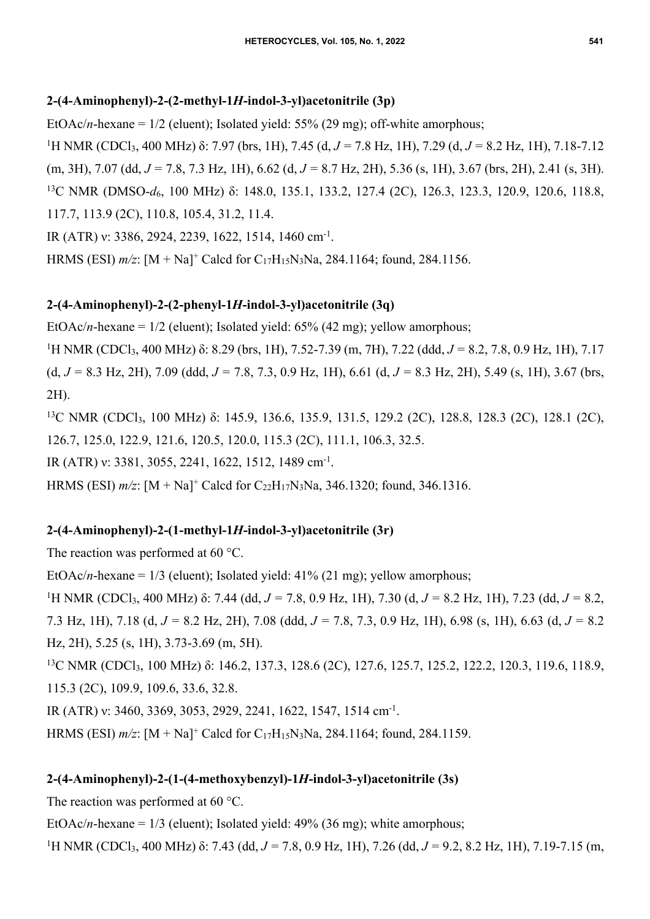### 2-(4-Aminophenyl)-2-(2-methyl-1*H*-indol-3-yl)acetonitrile (3p)

EtOAc/*n*-hexane = 1/2 (eluent); Isolated yield: 55% (29 mg); off-white amorphous;

$^1$H NMR (CDCl$_3$, 400 MHz) δ: 7.97 (brs, 1H), 7.45 (d, *J* = 7.8 Hz, 1H), 7.29 (d, *J* = 8.2 Hz, 1H), 7.18-7.12 (m, 3H), 7.07 (dd, *J* = 7.8, 7.3 Hz, 1H), 6.62 (d, *J* = 8.7 Hz, 2H), 5.36 (s, 1H), 3.67 (brs, 2H), 2.41 (s, 3H).

$^{13}$C NMR (DMSO-*d*$_6$, 100 MHz) δ: 148.0, 135.1, 133.2, 127.4 (2C), 126.3, 123.3, 120.9, 120.6, 118.8, 117.7, 113.9 (2C), 110.8, 105.4, 31.2, 11.4.

IR (ATR) ν: 3386, 2924, 2239, 1622, 1514, 1460 cm$^{-1}$.

HRMS (ESI) *m/z*: [M + Na]$^+$ Calcd for $C_{17}H_{15}N_3Na$, 284.1164; found, 284.1156.

### 2-(4-Aminophenyl)-2-(2-phenyl-1*H*-indol-3-yl)acetonitrile (3q)

EtOAc/*n*-hexane = 1/2 (eluent); Isolated yield: 65% (42 mg); yellow amorphous;

$^1$H NMR (CDCl$_3$, 400 MHz) δ: 8.29 (brs, 1H), 7.52-7.39 (m, 7H), 7.22 (ddd, *J* = 8.2, 7.8, 0.9 Hz, 1H), 7.17 (d, *J* = 8.3 Hz, 2H), 7.09 (ddd, *J* = 7.8, 7.3, 0.9 Hz, 1H), 6.61 (d, *J* = 8.3 Hz, 2H), 5.49 (s, 1H), 3.67 (brs, 2H).

$^{13}$C NMR (CDCl$_3$, 100 MHz) δ: 145.9, 136.6, 135.9, 131.5, 129.2 (2C), 128.8, 128.3 (2C), 128.1 (2C), 126.7, 125.0, 122.9, 121.6, 120.5, 120.0, 115.3 (2C), 111.1, 106.3, 32.5.

IR (ATR) ν: 3381, 3055, 2241, 1622, 1512, 1489 cm$^{-1}$.

HRMS (ESI) *m/z*: [M + Na]$^+$ Calcd for $C_{22}H_{17}N_3Na$, 346.1320; found, 346.1316.

### 2-(4-Aminophenyl)-2-(1-methyl-1*H*-indol-3-yl)acetonitrile (3r)

The reaction was performed at 60 °C.

EtOAc/*n*-hexane = 1/3 (eluent); Isolated yield: 41% (21 mg); yellow amorphous;

$^1$H NMR (CDCl$_3$, 400 MHz) δ: 7.44 (dd, *J* = 7.8, 0.9 Hz, 1H), 7.30 (d, *J* = 8.2 Hz, 1H), 7.23 (dd, *J* = 8.2, 7.3 Hz, 1H), 7.18 (d, *J* = 8.2 Hz, 2H), 7.08 (ddd, *J* = 7.8, 7.3, 0.9 Hz, 1H), 6.98 (s, 1H), 6.63 (d, *J* = 8.2 Hz, 2H), 5.25 (s, 1H), 3.73-3.69 (m, 5H).

$^{13}$C NMR (CDCl$_3$, 100 MHz) δ: 146.2, 137.3, 128.6 (2C), 127.6, 125.7, 125.2, 122.2, 120.3, 119.6, 118.9, 115.3 (2C), 109.9, 109.6, 33.6, 32.8.

IR (ATR) ν: 3460, 3369, 3053, 2929, 2241, 1622, 1547, 1514 cm$^{-1}$.

HRMS (ESI) *m/z*: [M + Na]$^+$ Calcd for $C_{17}H_{15}N_3Na$, 284.1164; found, 284.1159.

### 2-(4-Aminophenyl)-2-(1-(4-methoxybenzyl)-1*H*-indol-3-yl)acetonitrile (3s)

The reaction was performed at 60 °C.

EtOAc/*n*-hexane = 1/3 (eluent); Isolated yield: 49% (36 mg); white amorphous;

$^1$H NMR (CDCl$_3$, 400 MHz) δ: 7.43 (dd, *J* = 7.8, 0.9 Hz, 1H), 7.26 (dd, *J* = 9.2, 8.2 Hz, 1H), 7.19-7.15 (m,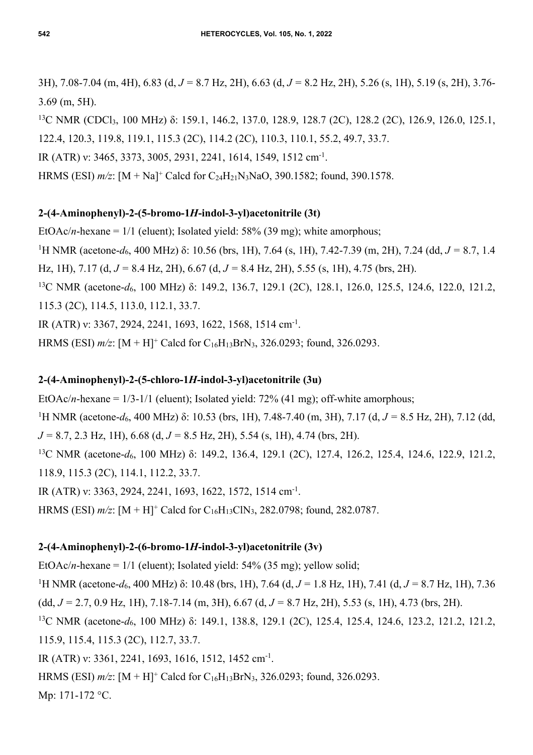3H), 7.08-7.04 (m, 4H), 6.83 (d, *J* = 8.7 Hz, 2H), 6.63 (d, *J* = 8.2 Hz, 2H), 5.26 (s, 1H), 5.19 (s, 2H), 3.76-3.69 (m, 5H).

$^{13}$C NMR ($CDCl_3$, 100 MHz) δ: 159.1, 146.2, 137.0, 128.9, 128.7 (2C), 128.2 (2C), 126.9, 126.0, 125.1, 122.4, 120.3, 119.8, 119.1, 115.3 (2C), 114.2 (2C), 110.3, 110.1, 55.2, 49.7, 33.7.

IR (ATR) ν: 3465, 3373, 3005, 2931, 2241, 1614, 1549, 1512 cm$^{-1}$.

HRMS (ESI) *m/z*: $[M + Na]^+$ Calcd for $C_{24}H_{21}N_3NaO$, 390.1582; found, 390.1578.

### 2-(4-Aminophenyl)-2-(5-bromo-1*H*-indol-3-yl)acetonitrile (3t)

EtOAc/*n*-hexane = 1/1 (eluent); Isolated yield: 58% (39 mg); white amorphous;

$^{1}$H NMR (acetone-$d_6$, 400 MHz) δ: 10.56 (brs, 1H), 7.64 (s, 1H), 7.42-7.39 (m, 2H), 7.24 (dd, *J* = 8.7, 1.4 Hz, 1H), 7.17 (d, *J* = 8.4 Hz, 2H), 6.67 (d, *J* = 8.4 Hz, 2H), 5.55 (s, 1H), 4.75 (brs, 2H).

$^{13}$C NMR (acetone-$d_6$, 100 MHz) δ: 149.2, 136.7, 129.1 (2C), 128.1, 126.0, 125.5, 124.6, 122.0, 121.2, 115.3 (2C), 114.5, 113.0, 112.1, 33.7.

IR (ATR) ν: 3367, 2924, 2241, 1693, 1622, 1568, 1514 cm$^{-1}$.

HRMS (ESI) *m/z*: $[M + H]^+$ Calcd for $C_{16}H_{13}BrN_3$, 326.0293; found, 326.0293.

### 2-(4-Aminophenyl)-2-(5-chloro-1*H*-indol-3-yl)acetonitrile (3u)

EtOAc/*n*-hexane = 1/3-1/1 (eluent); Isolated yield: 72% (41 mg); off-white amorphous;

$^{1}$H NMR (acetone-$d_6$, 400 MHz) δ: 10.53 (brs, 1H), 7.48-7.40 (m, 3H), 7.17 (d, *J* = 8.5 Hz, 2H), 7.12 (dd, *J* = 8.7, 2.3 Hz, 1H), 6.68 (d, *J* = 8.5 Hz, 2H), 5.54 (s, 1H), 4.74 (brs, 2H).

$^{13}$C NMR (acetone-$d_6$, 100 MHz) δ: 149.2, 136.4, 129.1 (2C), 127.4, 126.2, 125.4, 124.6, 122.9, 121.2, 118.9, 115.3 (2C), 114.1, 112.2, 33.7.

IR (ATR) ν: 3363, 2924, 2241, 1693, 1622, 1572, 1514 cm$^{-1}$.

HRMS (ESI) *m/z*: $[M + H]^+$ Calcd for $C_{16}H_{13}ClN_3$, 282.0798; found, 282.0787.

### 2-(4-Aminophenyl)-2-(6-bromo-1*H*-indol-3-yl)acetonitrile (3v)

EtOAc/*n*-hexane = 1/1 (eluent); Isolated yield: 54% (35 mg); yellow solid;

$^{1}$H NMR (acetone-$d_6$, 400 MHz) δ: 10.48 (brs, 1H), 7.64 (d, *J* = 1.8 Hz, 1H), 7.41 (d, *J* = 8.7 Hz, 1H), 7.36 (dd, *J* = 2.7, 0.9 Hz, 1H), 7.18-7.14 (m, 3H), 6.67 (d, *J* = 8.7 Hz, 2H), 5.53 (s, 1H), 4.73 (brs, 2H).

$^{13}$C NMR (acetone-$d_6$, 100 MHz) δ: 149.1, 138.8, 129.1 (2C), 125.4, 125.4, 124.6, 123.2, 121.2, 121.2, 115.9, 115.4, 115.3 (2C), 112.7, 33.7.

IR (ATR) ν: 3361, 2241, 1693, 1616, 1512, 1452 cm$^{-1}$.

HRMS (ESI) *m/z*: $[M + H]^+$ Calcd for $C_{16}H_{13}BrN_3$, 326.0293; found, 326.0293.

Mp: 171-172 °C.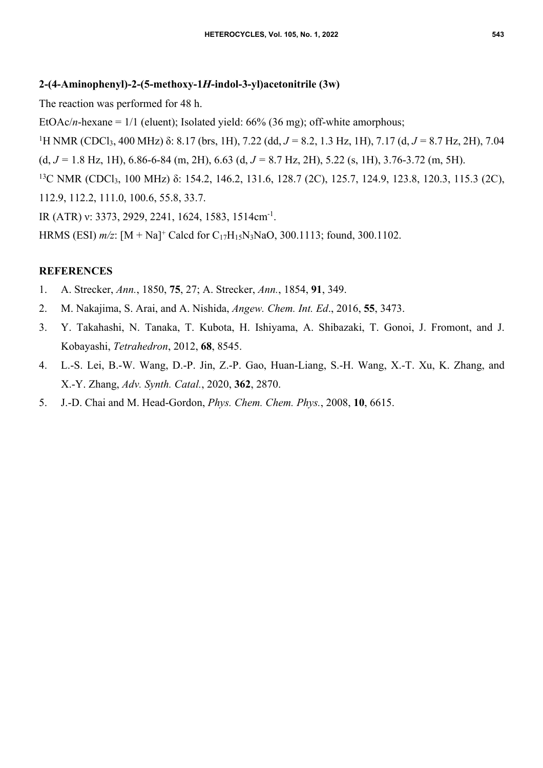### 2-(4-Aminophenyl)-2-(5-methoxy-1*H*-indol-3-yl)acetonitrile (3w)

The reaction was performed for 48 h.

EtOAc/*n*-hexane = 1/1 (eluent); Isolated yield: 66% (36 mg); off-white amorphous;

$^{1}$H NMR ($CDCl_3$, 400 MHz) δ: 8.17 (brs, 1H), 7.22 (dd, *J* = 8.2, 1.3 Hz, 1H), 7.17 (d, *J* = 8.7 Hz, 2H), 7.04 (d, *J* = 1.8 Hz, 1H), 6.86-6-84 (m, 2H), 6.63 (d, *J* = 8.7 Hz, 2H), 5.22 (s, 1H), 3.76-3.72 (m, 5H).

$^{13}$C NMR ($CDCl_3$, 100 MHz) δ: 154.2, 146.2, 131.6, 128.7 (2C), 125.7, 124.9, 123.8, 120.3, 115.3 (2C), 112.9, 112.2, 111.0, 100.6, 55.8, 33.7.

IR (ATR) ν: 3373, 2929, 2241, 1624, 1583, 1514cm$^{-1}$.

HRMS (ESI) *m/z*: $[M + Na]^+$ Calcd for $C_{17}H_{15}N_3NaO$, 300.1113; found, 300.1102.

## REFERENCES

1. A. Strecker, *Ann.*, 1850, **75**, 27; A. Strecker, *Ann.*, 1854, **91**, 349.
2. M. Nakajima, S. Arai, and A. Nishida, *Angew. Chem. Int. Ed*., 2016, **55**, 3473.
3. Y. Takahashi, N. Tanaka, T. Kubota, H. Ishiyama, A. Shibazaki, T. Gonoi, J. Fromont, and J. Kobayashi, *Tetrahedron*, 2012, **68**, 8545.
4. L.-S. Lei, B.-W. Wang, D.-P. Jin, Z.-P. Gao, Huan-Liang, S.-H. Wang, X.-T. Xu, K. Zhang, and X.-Y. Zhang, *Adv. Synth. Catal.*, 2020, **362**, 2870.
5. J.-D. Chai and M. Head-Gordon, *Phys. Chem. Chem. Phys.*, 2008, **10**, 6615.